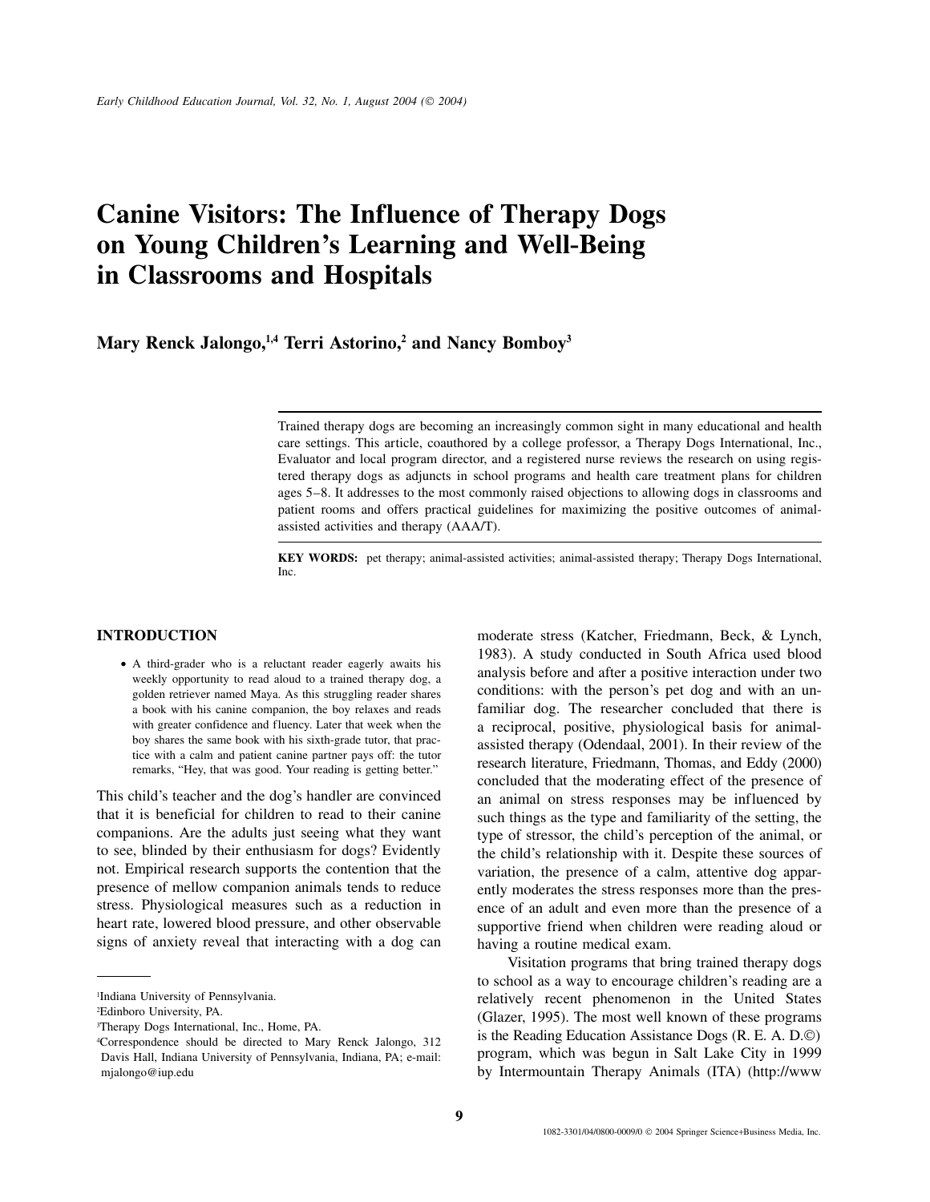# Canine Visitors: The Influence of Therapy Dogs on Young Children's Learning and Well-Being in Classrooms and Hospitals

**Mary Renck Jalongo,[1,4] Terri Astorino,[2] and Nancy Bomboy[3]**

Trained therapy dogs are becoming an increasingly common sight in many educational and health care settings. This article, coauthored by a college professor, a Therapy Dogs International, Inc., Evaluator and local program director, and a registered nurse reviews the research on using registered therapy dogs as adjuncts in school programs and health care treatment plans for children ages 5–8. It addresses to the most commonly raised objections to allowing dogs in classrooms and patient rooms and offers practical guidelines for maximizing the positive outcomes of animal-assisted activities and therapy (AAA/T).

**KEY WORDS:** pet therapy; animal-assisted activities; animal-assisted therapy; Therapy Dogs International, Inc.

## INTRODUCTION

- A third-grader who is a reluctant reader eagerly awaits his weekly opportunity to read aloud to a trained therapy dog, a golden retriever named Maya. As this struggling reader shares a book with his canine companion, the boy relaxes and reads with greater confidence and fluency. Later that week when the boy shares the same book with his sixth-grade tutor, that practice with a calm and patient canine partner pays off: the tutor remarks, "Hey, that was good. Your reading is getting better."

This child's teacher and the dog's handler are convinced that it is beneficial for children to read to their canine companions. Are the adults just seeing what they want to see, blinded by their enthusiasm for dogs? Evidently not. Empirical research supports the contention that the presence of mellow companion animals tends to reduce stress. Physiological measures such as a reduction in heart rate, lowered blood pressure, and other observable signs of anxiety reveal that interacting with a dog can moderate stress (Katcher, Friedmann, Beck, & Lynch, 1983). A study conducted in South Africa used blood analysis before and after a positive interaction under two conditions: with the person's pet dog and with an unfamiliar dog. The researcher concluded that there is a reciprocal, positive, physiological basis for animal-assisted therapy (Odendaal, 2001). In their review of the research literature, Friedmann, Thomas, and Eddy (2000) concluded that the moderating effect of the presence of an animal on stress responses may be influenced by such things as the type and familiarity of the setting, the type of stressor, the child's perception of the animal, or the child's relationship with it. Despite these sources of variation, the presence of a calm, attentive dog apparently moderates the stress responses more than the presence of an adult and even more than the presence of a supportive friend when children were reading aloud or having a routine medical exam.

Visitation programs that bring trained therapy dogs to school as a way to encourage children's reading are a relatively recent phenomenon in the United States (Glazer, 1995). The most well known of these programs is the Reading Education Assistance Dogs (R. E. A. D.©) program, which was begun in Salt Lake City in 1999 by Intermountain Therapy Animals (ITA) (http://www

---

[1]Indiana University of Pennsylvania.

[2]Edinboro University, PA.

[3]Therapy Dogs International, Inc., Home, PA.

[4]Correspondence should be directed to Mary Renck Jalongo, 312 Davis Hall, Indiana University of Pennsylvania, Indiana, PA; e-mail: mjalongo@iup.edu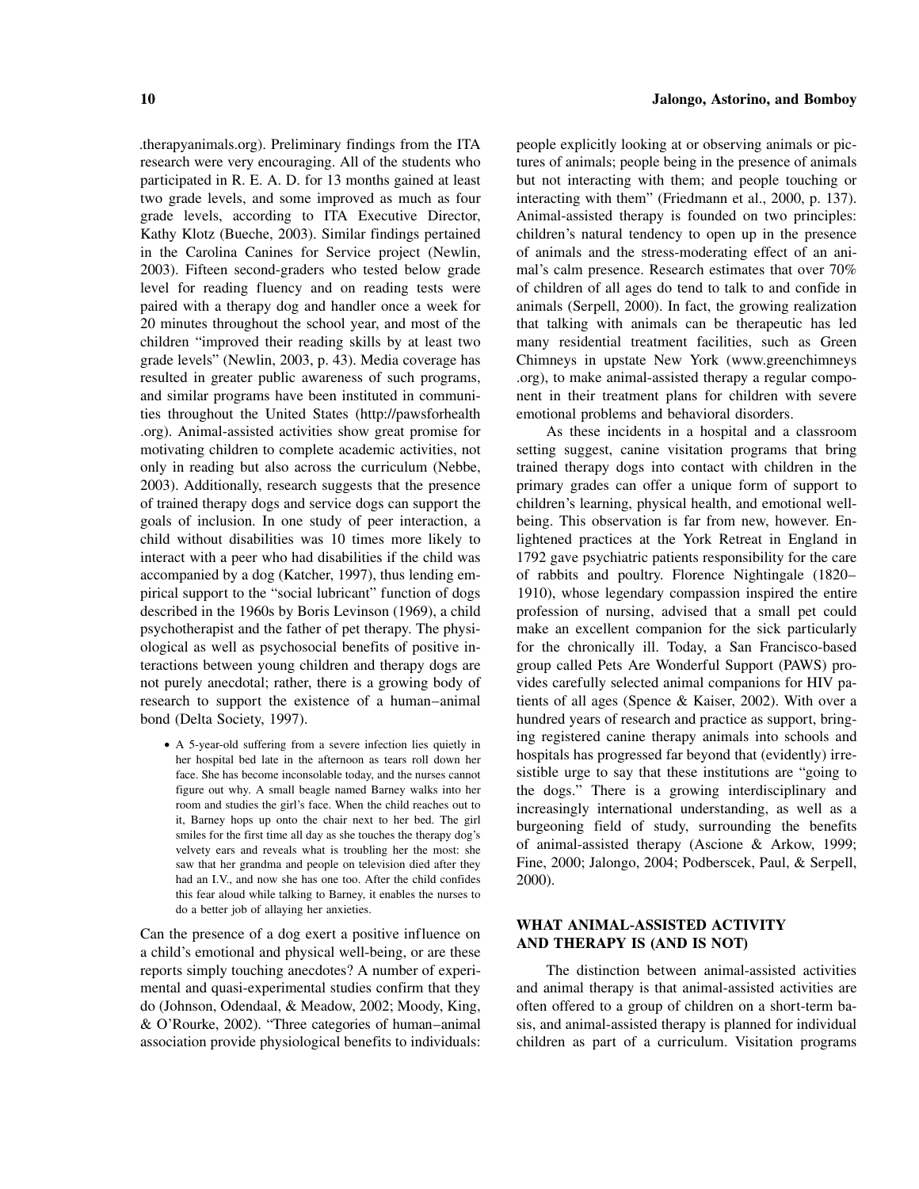.therapyanimals.org). Preliminary findings from the ITA research were very encouraging. All of the students who participated in R. E. A. D. for 13 months gained at least two grade levels, and some improved as much as four grade levels, according to ITA Executive Director, Kathy Klotz (Bueche, 2003). Similar findings pertained in the Carolina Canines for Service project (Newlin, 2003). Fifteen second-graders who tested below grade level for reading fluency and on reading tests were paired with a therapy dog and handler once a week for 20 minutes throughout the school year, and most of the children "improved their reading skills by at least two grade levels" (Newlin, 2003, p. 43). Media coverage has resulted in greater public awareness of such programs, and similar programs have been instituted in communities throughout the United States (http://pawsforhealth.org). Animal-assisted activities show great promise for motivating children to complete academic activities, not only in reading but also across the curriculum (Nebbe, 2003). Additionally, research suggests that the presence of trained therapy dogs and service dogs can support the goals of inclusion. In one study of peer interaction, a child without disabilities was 10 times more likely to interact with a peer who had disabilities if the child was accompanied by a dog (Katcher, 1997), thus lending empirical support to the "social lubricant" function of dogs described in the 1960s by Boris Levinson (1969), a child psychotherapist and the father of pet therapy. The physiological as well as psychosocial benefits of positive interactions between young children and therapy dogs are not purely anecdotal; rather, there is a growing body of research to support the existence of a human–animal bond (Delta Society, 1997).

- A 5-year-old suffering from a severe infection lies quietly in her hospital bed late in the afternoon as tears roll down her face. She has become inconsolable today, and the nurses cannot figure out why. A small beagle named Barney walks into her room and studies the girl's face. When the child reaches out to it, Barney hops up onto the chair next to her bed. The girl smiles for the first time all day as she touches the therapy dog's velvety ears and reveals what is troubling her the most: she saw that her grandma and people on television died after they had an I.V., and now she has one too. After the child confides this fear aloud while talking to Barney, it enables the nurses to do a better job of allaying her anxieties.

Can the presence of a dog exert a positive influence on a child's emotional and physical well-being, or are these reports simply touching anecdotes? A number of experimental and quasi-experimental studies confirm that they do (Johnson, Odendaal, & Meadow, 2002; Moody, King, & O'Rourke, 2002). "Three categories of human–animal association provide physiological benefits to individuals: people explicitly looking at or observing animals or pictures of animals; people being in the presence of animals but not interacting with them; and people touching or interacting with them" (Friedmann et al., 2000, p. 137). Animal-assisted therapy is founded on two principles: children's natural tendency to open up in the presence of animals and the stress-moderating effect of an animal's calm presence. Research estimates that over 70% of children of all ages do tend to talk to and confide in animals (Serpell, 2000). In fact, the growing realization that talking with animals can be therapeutic has led many residential treatment facilities, such as Green Chimneys in upstate New York (www.greenchimneys.org), to make animal-assisted therapy a regular component in their treatment plans for children with severe emotional problems and behavioral disorders.

As these incidents in a hospital and a classroom setting suggest, canine visitation programs that bring trained therapy dogs into contact with children in the primary grades can offer a unique form of support to children's learning, physical health, and emotional well-being. This observation is far from new, however. Enlightened practices at the York Retreat in England in 1792 gave psychiatric patients responsibility for the care of rabbits and poultry. Florence Nightingale (1820–1910), whose legendary compassion inspired the entire profession of nursing, advised that a small pet could make an excellent companion for the sick particularly for the chronically ill. Today, a San Francisco-based group called Pets Are Wonderful Support (PAWS) provides carefully selected animal companions for HIV patients of all ages (Spence & Kaiser, 2002). With over a hundred years of research and practice as support, bringing registered canine therapy animals into schools and hospitals has progressed far beyond that (evidently) irresistible urge to say that these institutions are "going to the dogs." There is a growing interdisciplinary and increasingly international understanding, as well as a burgeoning field of study, surrounding the benefits of animal-assisted therapy (Ascione & Arkow, 1999; Fine, 2000; Jalongo, 2004; Podberscek, Paul, & Serpell, 2000).

## WHAT ANIMAL-ASSISTED ACTIVITY AND THERAPY IS (AND IS NOT)

The distinction between animal-assisted activities and animal therapy is that animal-assisted activities are often offered to a group of children on a short-term basis, and animal-assisted therapy is planned for individual children as part of a curriculum. Visitation programs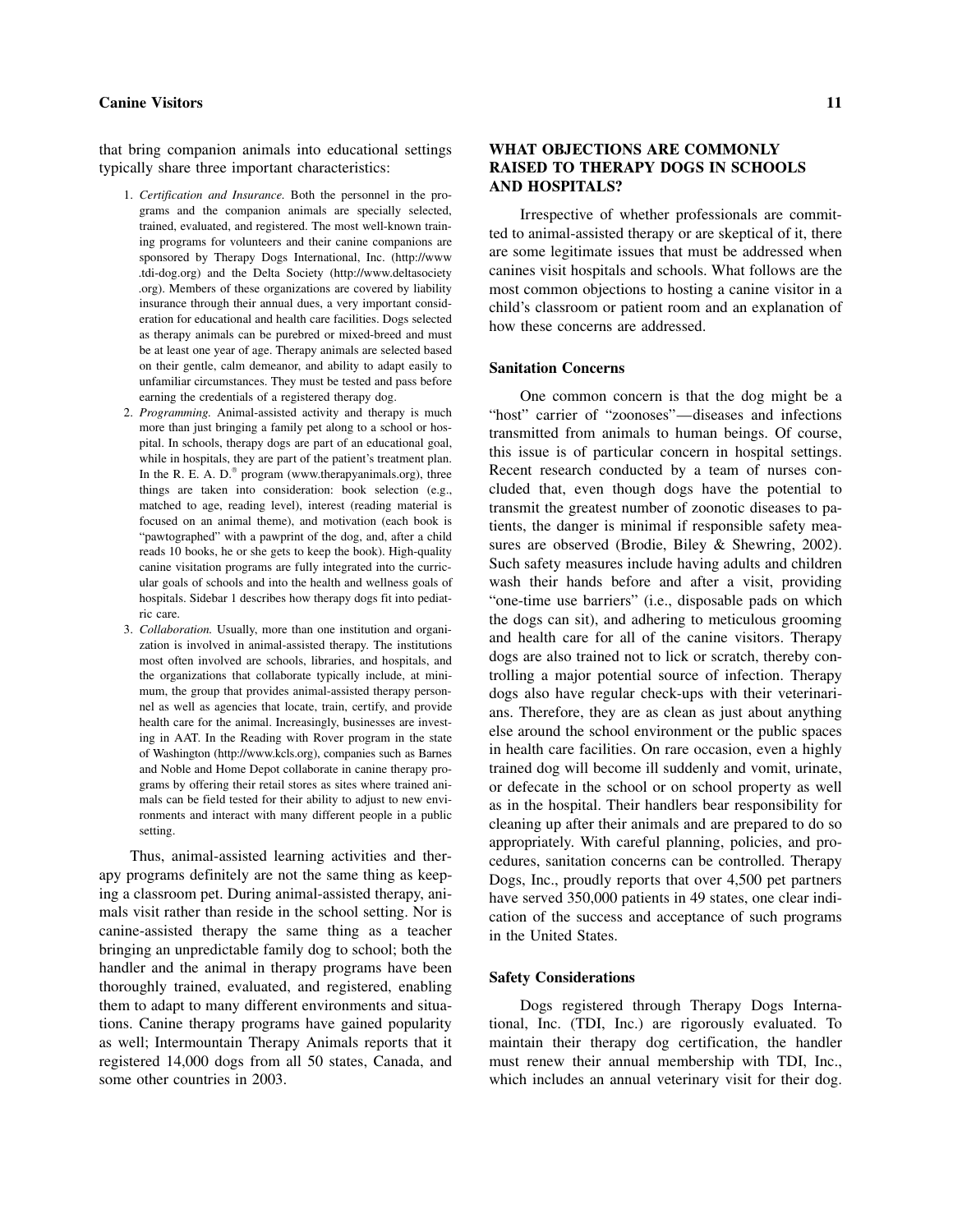that bring companion animals into educational settings typically share three important characteristics:

1. *Certification and Insurance.* Both the personnel in the programs and the companion animals are specially selected, trained, evaluated, and registered. The most well-known training programs for volunteers and their canine companions are sponsored by Therapy Dogs International, Inc. (http://www.tdi-dog.org) and the Delta Society (http://www.deltasociety.org). Members of these organizations are covered by liability insurance through their annual dues, a very important consideration for educational and health care facilities. Dogs selected as therapy animals can be purebred or mixed-breed and must be at least one year of age. Therapy animals are selected based on their gentle, calm demeanor, and ability to adapt easily to unfamiliar circumstances. They must be tested and pass before earning the credentials of a registered therapy dog.
2. *Programming.* Animal-assisted activity and therapy is much more than just bringing a family pet along to a school or hospital. In schools, therapy dogs are part of an educational goal, while in hospitals, they are part of the patient's treatment plan. In the R. E. A. D.® program (www.therapyanimals.org), three things are taken into consideration: book selection (e.g., matched to age, reading level), interest (reading material is focused on an animal theme), and motivation (each book is "pawtographed" with a pawprint of the dog, and, after a child reads 10 books, he or she gets to keep the book). High-quality canine visitation programs are fully integrated into the curricular goals of schools and into the health and wellness goals of hospitals. Sidebar 1 describes how therapy dogs fit into pediatric care.
3. *Collaboration.* Usually, more than one institution and organization is involved in animal-assisted therapy. The institutions most often involved are schools, libraries, and hospitals, and the organizations that collaborate typically include, at minimum, the group that provides animal-assisted therapy personnel as well as agencies that locate, train, certify, and provide health care for the animal. Increasingly, businesses are investing in AAT. In the Reading with Rover program in the state of Washington (http://www.kcls.org), companies such as Barnes and Noble and Home Depot collaborate in canine therapy programs by offering their retail stores as sites where trained animals can be field tested for their ability to adjust to new environments and interact with many different people in a public setting.

Thus, animal-assisted learning activities and therapy programs definitely are not the same thing as keeping a classroom pet. During animal-assisted therapy, animals visit rather than reside in the school setting. Nor is canine-assisted therapy the same thing as a teacher bringing an unpredictable family dog to school; both the handler and the animal in therapy programs have been thoroughly trained, evaluated, and registered, enabling them to adapt to many different environments and situations. Canine therapy programs have gained popularity as well; Intermountain Therapy Animals reports that it registered 14,000 dogs from all 50 states, Canada, and some other countries in 2003.

## WHAT OBJECTIONS ARE COMMONLY RAISED TO THERAPY DOGS IN SCHOOLS AND HOSPITALS?

Irrespective of whether professionals are committed to animal-assisted therapy or are skeptical of it, there are some legitimate issues that must be addressed when canines visit hospitals and schools. What follows are the most common objections to hosting a canine visitor in a child's classroom or patient room and an explanation of how these concerns are addressed.

### Sanitation Concerns

One common concern is that the dog might be a "host" carrier of "zoonoses"—diseases and infections transmitted from animals to human beings. Of course, this issue is of particular concern in hospital settings. Recent research conducted by a team of nurses concluded that, even though dogs have the potential to transmit the greatest number of zoonotic diseases to patients, the danger is minimal if responsible safety measures are observed (Brodie, Biley & Shewring, 2002). Such safety measures include having adults and children wash their hands before and after a visit, providing "one-time use barriers" (i.e., disposable pads on which the dogs can sit), and adhering to meticulous grooming and health care for all of the canine visitors. Therapy dogs are also trained not to lick or scratch, thereby controlling a major potential source of infection. Therapy dogs also have regular check-ups with their veterinarians. Therefore, they are as clean as just about anything else around the school environment or the public spaces in health care facilities. On rare occasion, even a highly trained dog will become ill suddenly and vomit, urinate, or defecate in the school or on school property as well as in the hospital. Their handlers bear responsibility for cleaning up after their animals and are prepared to do so appropriately. With careful planning, policies, and procedures, sanitation concerns can be controlled. Therapy Dogs, Inc., proudly reports that over 4,500 pet partners have served 350,000 patients in 49 states, one clear indication of the success and acceptance of such programs in the United States.

### Safety Considerations

Dogs registered through Therapy Dogs International, Inc. (TDI, Inc.) are rigorously evaluated. To maintain their therapy dog certification, the handler must renew their annual membership with TDI, Inc., which includes an annual veterinary visit for their dog.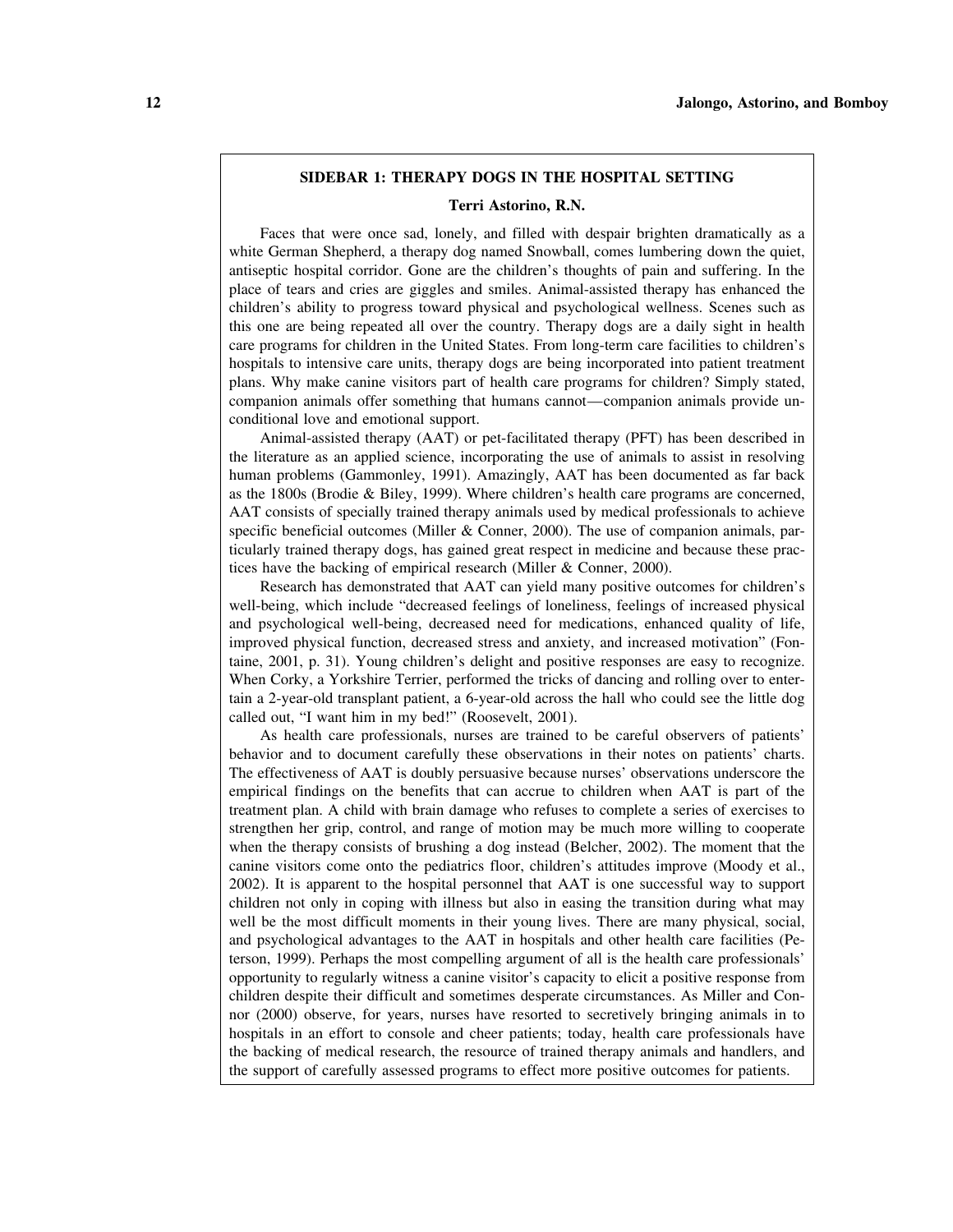## SIDEBAR 1: THERAPY DOGS IN THE HOSPITAL SETTING

**Terri Astorino, R.N.**

Faces that were once sad, lonely, and filled with despair brighten dramatically as a white German Shepherd, a therapy dog named Snowball, comes lumbering down the quiet, antiseptic hospital corridor. Gone are the children's thoughts of pain and suffering. In the place of tears and cries are giggles and smiles. Animal-assisted therapy has enhanced the children's ability to progress toward physical and psychological wellness. Scenes such as this one are being repeated all over the country. Therapy dogs are a daily sight in health care programs for children in the United States. From long-term care facilities to children's hospitals to intensive care units, therapy dogs are being incorporated into patient treatment plans. Why make canine visitors part of health care programs for children? Simply stated, companion animals offer something that humans cannot—companion animals provide unconditional love and emotional support.

Animal-assisted therapy (AAT) or pet-facilitated therapy (PFT) has been described in the literature as an applied science, incorporating the use of animals to assist in resolving human problems (Gammonley, 1991). Amazingly, AAT has been documented as far back as the 1800s (Brodie & Biley, 1999). Where children's health care programs are concerned, AAT consists of specially trained therapy animals used by medical professionals to achieve specific beneficial outcomes (Miller & Conner, 2000). The use of companion animals, particularly trained therapy dogs, has gained great respect in medicine and because these practices have the backing of empirical research (Miller & Conner, 2000).

Research has demonstrated that AAT can yield many positive outcomes for children's well-being, which include "decreased feelings of loneliness, feelings of increased physical and psychological well-being, decreased need for medications, enhanced quality of life, improved physical function, decreased stress and anxiety, and increased motivation" (Fontaine, 2001, p. 31). Young children's delight and positive responses are easy to recognize. When Corky, a Yorkshire Terrier, performed the tricks of dancing and rolling over to entertain a 2-year-old transplant patient, a 6-year-old across the hall who could see the little dog called out, "I want him in my bed!" (Roosevelt, 2001).

As health care professionals, nurses are trained to be careful observers of patients' behavior and to document carefully these observations in their notes on patients' charts. The effectiveness of AAT is doubly persuasive because nurses' observations underscore the empirical findings on the benefits that can accrue to children when AAT is part of the treatment plan. A child with brain damage who refuses to complete a series of exercises to strengthen her grip, control, and range of motion may be much more willing to cooperate when the therapy consists of brushing a dog instead (Belcher, 2002). The moment that the canine visitors come onto the pediatrics floor, children's attitudes improve (Moody et al., 2002). It is apparent to the hospital personnel that AAT is one successful way to support children not only in coping with illness but also in easing the transition during what may well be the most difficult moments in their young lives. There are many physical, social, and psychological advantages to the AAT in hospitals and other health care facilities (Peterson, 1999). Perhaps the most compelling argument of all is the health care professionals' opportunity to regularly witness a canine visitor's capacity to elicit a positive response from children despite their difficult and sometimes desperate circumstances. As Miller and Connor (2000) observe, for years, nurses have resorted to secretively bringing animals in to hospitals in an effort to console and cheer patients; today, health care professionals have the backing of medical research, the resource of trained therapy animals and handlers, and the support of carefully assessed programs to effect more positive outcomes for patients.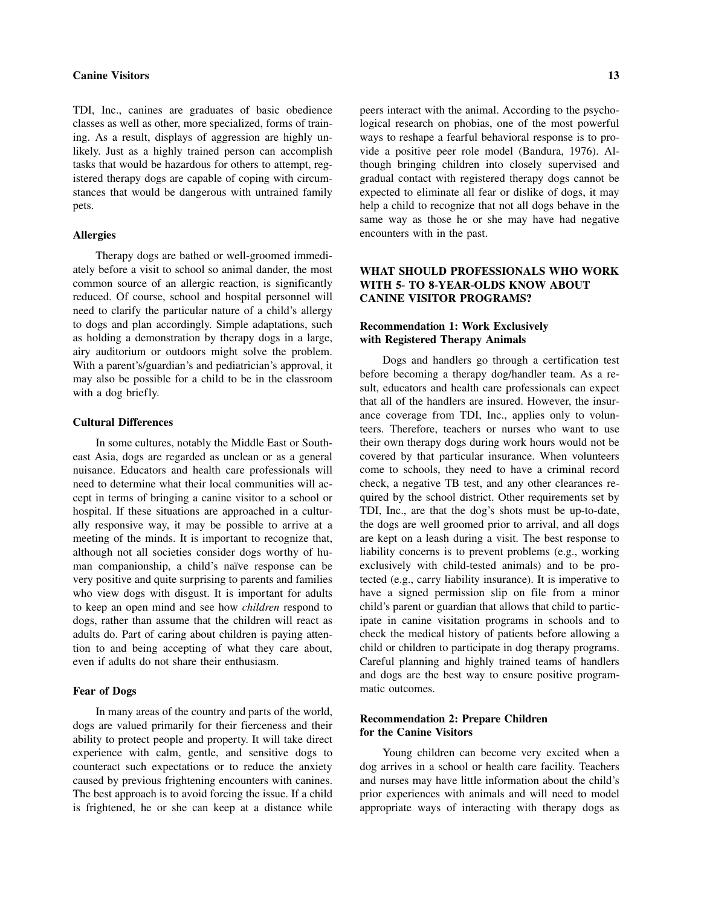TDI, Inc., canines are graduates of basic obedience classes as well as other, more specialized, forms of training. As a result, displays of aggression are highly unlikely. Just as a highly trained person can accomplish tasks that would be hazardous for others to attempt, registered therapy dogs are capable of coping with circumstances that would be dangerous with untrained family pets.

### Allergies

Therapy dogs are bathed or well-groomed immediately before a visit to school so animal dander, the most common source of an allergic reaction, is significantly reduced. Of course, school and hospital personnel will need to clarify the particular nature of a child's allergy to dogs and plan accordingly. Simple adaptations, such as holding a demonstration by therapy dogs in a large, airy auditorium or outdoors might solve the problem. With a parent's/guardian's and pediatrician's approval, it may also be possible for a child to be in the classroom with a dog briefly.

### Cultural Differences

In some cultures, notably the Middle East or Southeast Asia, dogs are regarded as unclean or as a general nuisance. Educators and health care professionals will need to determine what their local communities will accept in terms of bringing a canine visitor to a school or hospital. If these situations are approached in a culturally responsive way, it may be possible to arrive at a meeting of the minds. It is important to recognize that, although not all societies consider dogs worthy of human companionship, a child's naïve response can be very positive and quite surprising to parents and families who view dogs with disgust. It is important for adults to keep an open mind and see how *children* respond to dogs, rather than assume that the children will react as adults do. Part of caring about children is paying attention to and being accepting of what they care about, even if adults do not share their enthusiasm.

### Fear of Dogs

In many areas of the country and parts of the world, dogs are valued primarily for their fierceness and their ability to protect people and property. It will take direct experience with calm, gentle, and sensitive dogs to counteract such expectations or to reduce the anxiety caused by previous frightening encounters with canines. The best approach is to avoid forcing the issue. If a child is frightened, he or she can keep at a distance while peers interact with the animal. According to the psychological research on phobias, one of the most powerful ways to reshape a fearful behavioral response is to provide a positive peer role model (Bandura, 1976). Although bringing children into closely supervised and gradual contact with registered therapy dogs cannot be expected to eliminate all fear or dislike of dogs, it may help a child to recognize that not all dogs behave in the same way as those he or she may have had negative encounters with in the past.

## WHAT SHOULD PROFESSIONALS WHO WORK WITH 5- TO 8-YEAR-OLDS KNOW ABOUT CANINE VISITOR PROGRAMS?

### Recommendation 1: Work Exclusively with Registered Therapy Animals

Dogs and handlers go through a certification test before becoming a therapy dog/handler team. As a result, educators and health care professionals can expect that all of the handlers are insured. However, the insurance coverage from TDI, Inc., applies only to volunteers. Therefore, teachers or nurses who want to use their own therapy dogs during work hours would not be covered by that particular insurance. When volunteers come to schools, they need to have a criminal record check, a negative TB test, and any other clearances required by the school district. Other requirements set by TDI, Inc., are that the dog's shots must be up-to-date, the dogs are well groomed prior to arrival, and all dogs are kept on a leash during a visit. The best response to liability concerns is to prevent problems (e.g., working exclusively with child-tested animals) and to be protected (e.g., carry liability insurance). It is imperative to have a signed permission slip on file from a minor child's parent or guardian that allows that child to participate in canine visitation programs in schools and to check the medical history of patients before allowing a child or children to participate in dog therapy programs. Careful planning and highly trained teams of handlers and dogs are the best way to ensure positive programmatic outcomes.

### Recommendation 2: Prepare Children for the Canine Visitors

Young children can become very excited when a dog arrives in a school or health care facility. Teachers and nurses may have little information about the child's prior experiences with animals and will need to model appropriate ways of interacting with therapy dogs as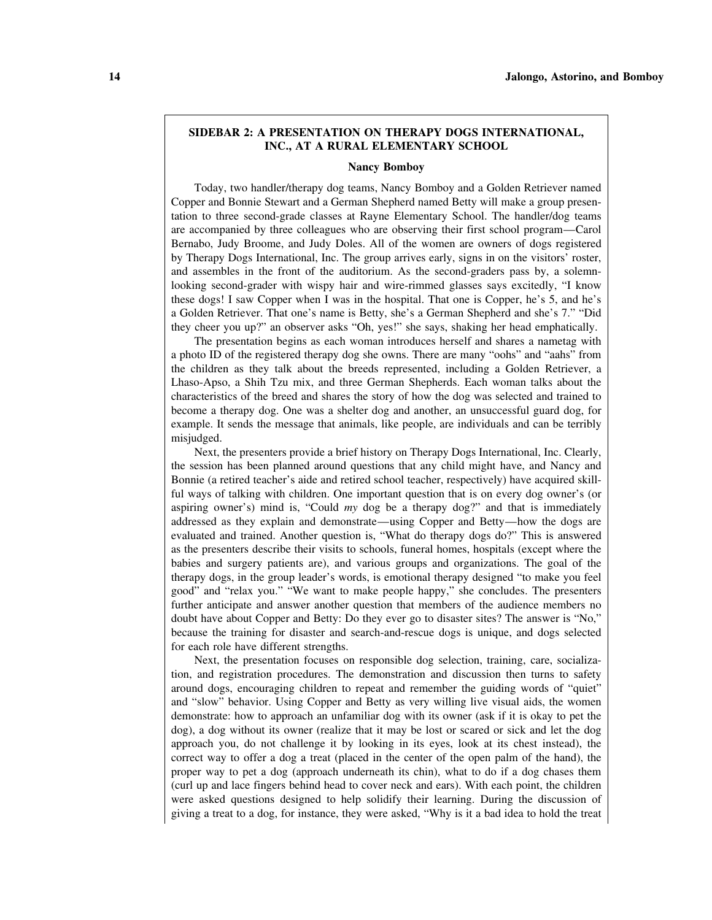## SIDEBAR 2: A PRESENTATION ON THERAPY DOGS INTERNATIONAL, INC., AT A RURAL ELEMENTARY SCHOOL

**Nancy Bomboy**

Today, two handler/therapy dog teams, Nancy Bomboy and a Golden Retriever named Copper and Bonnie Stewart and a German Shepherd named Betty will make a group presentation to three second-grade classes at Rayne Elementary School. The handler/dog teams are accompanied by three colleagues who are observing their first school program—Carol Bernabo, Judy Broome, and Judy Doles. All of the women are owners of dogs registered by Therapy Dogs International, Inc. The group arrives early, signs in on the visitors' roster, and assembles in the front of the auditorium. As the second-graders pass by, a solemn-looking second-grader with wispy hair and wire-rimmed glasses says excitedly, "I know these dogs! I saw Copper when I was in the hospital. That one is Copper, he's 5, and he's a Golden Retriever. That one's name is Betty, she's a German Shepherd and she's 7." "Did they cheer you up?" an observer asks "Oh, yes!" she says, shaking her head emphatically.

The presentation begins as each woman introduces herself and shares a nametag with a photo ID of the registered therapy dog she owns. There are many "oohs" and "aahs" from the children as they talk about the breeds represented, including a Golden Retriever, a Lhaso-Apso, a Shih Tzu mix, and three German Shepherds. Each woman talks about the characteristics of the breed and shares the story of how the dog was selected and trained to become a therapy dog. One was a shelter dog and another, an unsuccessful guard dog, for example. It sends the message that animals, like people, are individuals and can be terribly misjudged.

Next, the presenters provide a brief history on Therapy Dogs International, Inc. Clearly, the session has been planned around questions that any child might have, and Nancy and Bonnie (a retired teacher's aide and retired school teacher, respectively) have acquired skillful ways of talking with children. One important question that is on every dog owner's (or aspiring owner's) mind is, "Could *my* dog be a therapy dog?" and that is immediately addressed as they explain and demonstrate—using Copper and Betty—how the dogs are evaluated and trained. Another question is, "What do therapy dogs do?" This is answered as the presenters describe their visits to schools, funeral homes, hospitals (except where the babies and surgery patients are), and various groups and organizations. The goal of the therapy dogs, in the group leader's words, is emotional therapy designed "to make you feel good" and "relax you." "We want to make people happy," she concludes. The presenters further anticipate and answer another question that members of the audience members no doubt have about Copper and Betty: Do they ever go to disaster sites? The answer is "No," because the training for disaster and search-and-rescue dogs is unique, and dogs selected for each role have different strengths.

Next, the presentation focuses on responsible dog selection, training, care, socialization, and registration procedures. The demonstration and discussion then turns to safety around dogs, encouraging children to repeat and remember the guiding words of "quiet" and "slow" behavior. Using Copper and Betty as very willing live visual aids, the women demonstrate: how to approach an unfamiliar dog with its owner (ask if it is okay to pet the dog), a dog without its owner (realize that it may be lost or scared or sick and let the dog approach you, do not challenge it by looking in its eyes, look at its chest instead), the correct way to offer a dog a treat (placed in the center of the open palm of the hand), the proper way to pet a dog (approach underneath its chin), what to do if a dog chases them (curl up and lace fingers behind head to cover neck and ears). With each point, the children were asked questions designed to help solidify their learning. During the discussion of giving a treat to a dog, for instance, they were asked, "Why is it a bad idea to hold the treat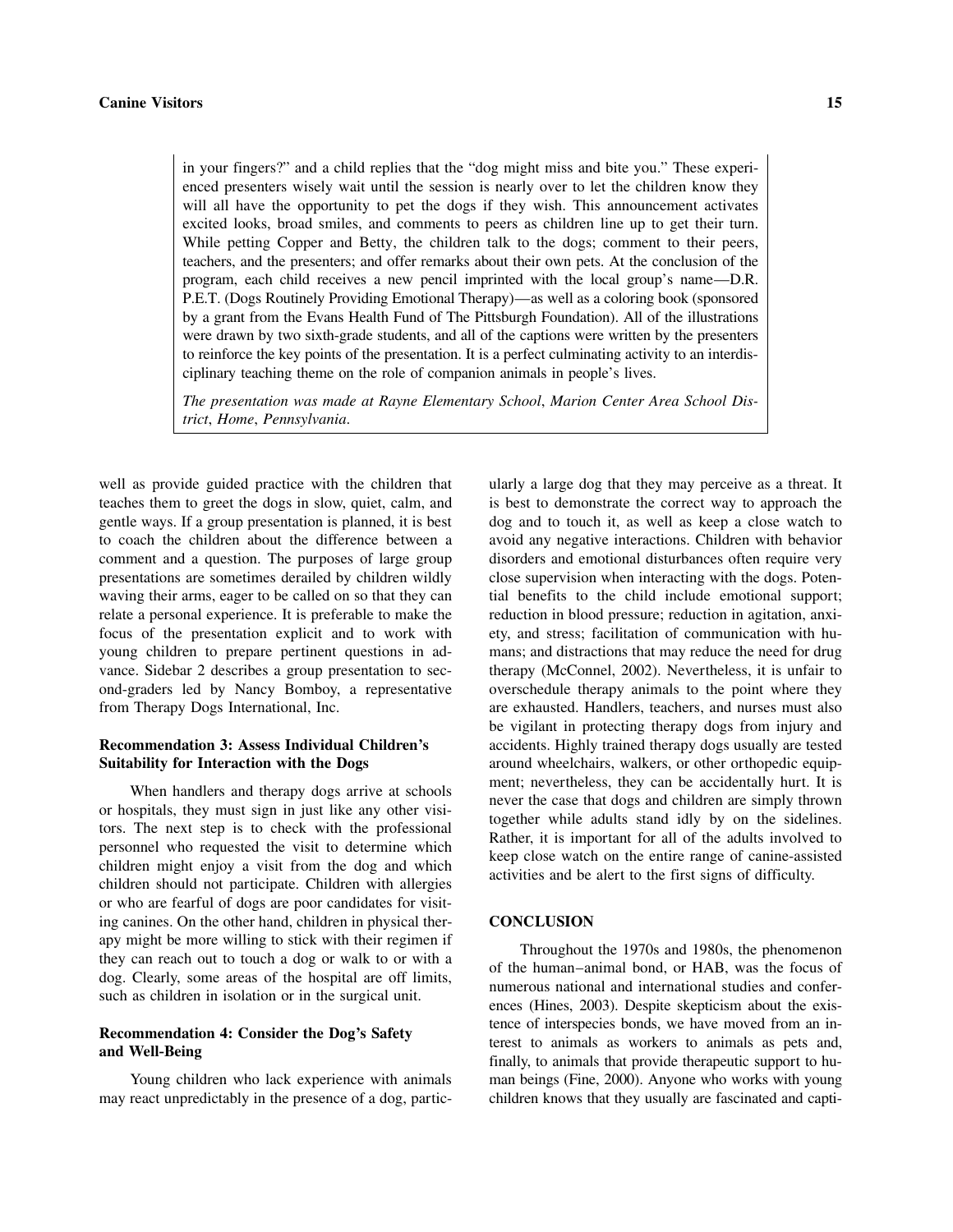in your fingers?" and a child replies that the "dog might miss and bite you." These experienced presenters wisely wait until the session is nearly over to let the children know they will all have the opportunity to pet the dogs if they wish. This announcement activates excited looks, broad smiles, and comments to peers as children line up to get their turn. While petting Copper and Betty, the children talk to the dogs; comment to their peers, teachers, and the presenters; and offer remarks about their own pets. At the conclusion of the program, each child receives a new pencil imprinted with the local group's name—D.R. P.E.T. (Dogs Routinely Providing Emotional Therapy)—as well as a coloring book (sponsored by a grant from the Evans Health Fund of The Pittsburgh Foundation). All of the illustrations were drawn by two sixth-grade students, and all of the captions were written by the presenters to reinforce the key points of the presentation. It is a perfect culminating activity to an interdisciplinary teaching theme on the role of companion animals in people's lives.

*The presentation was made at Rayne Elementary School, Marion Center Area School District, Home, Pennsylvania.*

well as provide guided practice with the children that teaches them to greet the dogs in slow, quiet, calm, and gentle ways. If a group presentation is planned, it is best to coach the children about the difference between a comment and a question. The purposes of large group presentations are sometimes derailed by children wildly waving their arms, eager to be called on so that they can relate a personal experience. It is preferable to make the focus of the presentation explicit and to work with young children to prepare pertinent questions in advance. Sidebar 2 describes a group presentation to second-graders led by Nancy Bomboy, a representative from Therapy Dogs International, Inc.

### Recommendation 3: Assess Individual Children's Suitability for Interaction with the Dogs

When handlers and therapy dogs arrive at schools or hospitals, they must sign in just like any other visitors. The next step is to check with the professional personnel who requested the visit to determine which children might enjoy a visit from the dog and which children should not participate. Children with allergies or who are fearful of dogs are poor candidates for visiting canines. On the other hand, children in physical therapy might be more willing to stick with their regimen if they can reach out to touch a dog or walk to or with a dog. Clearly, some areas of the hospital are off limits, such as children in isolation or in the surgical unit.

### Recommendation 4: Consider the Dog's Safety and Well-Being

Young children who lack experience with animals may react unpredictably in the presence of a dog, particularly a large dog that they may perceive as a threat. It is best to demonstrate the correct way to approach the dog and to touch it, as well as keep a close watch to avoid any negative interactions. Children with behavior disorders and emotional disturbances often require very close supervision when interacting with the dogs. Potential benefits to the child include emotional support; reduction in blood pressure; reduction in agitation, anxiety, and stress; facilitation of communication with humans; and distractions that may reduce the need for drug therapy (McConnel, 2002). Nevertheless, it is unfair to overschedule therapy animals to the point where they are exhausted. Handlers, teachers, and nurses must also be vigilant in protecting therapy dogs from injury and accidents. Highly trained therapy dogs usually are tested around wheelchairs, walkers, or other orthopedic equipment; nevertheless, they can be accidentally hurt. It is never the case that dogs and children are simply thrown together while adults stand idly by on the sidelines. Rather, it is important for all of the adults involved to keep close watch on the entire range of canine-assisted activities and be alert to the first signs of difficulty.

## CONCLUSION

Throughout the 1970s and 1980s, the phenomenon of the human–animal bond, or HAB, was the focus of numerous national and international studies and conferences (Hines, 2003). Despite skepticism about the existence of interspecies bonds, we have moved from an interest to animals as workers to animals as pets and, finally, to animals that provide therapeutic support to human beings (Fine, 2000). Anyone who works with young children knows that they usually are fascinated and capti-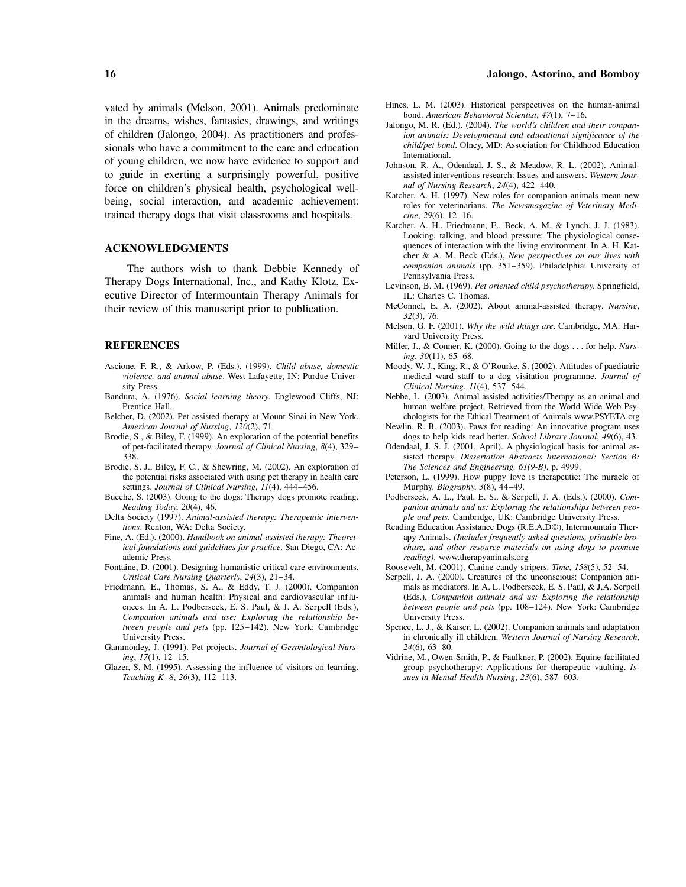vated by animals (Melson, 2001). Animals predominate in the dreams, wishes, fantasies, drawings, and writings of children (Jalongo, 2004). As practitioners and professionals who have a commitment to the care and education of young children, we now have evidence to support and to guide in exerting a surprisingly powerful, positive force on children's physical health, psychological well-being, social interaction, and academic achievement: trained therapy dogs that visit classrooms and hospitals.

## ACKNOWLEDGMENTS

The authors wish to thank Debbie Kennedy of Therapy Dogs International, Inc., and Kathy Klotz, Executive Director of Intermountain Therapy Animals for their review of this manuscript prior to publication.

## REFERENCES

Ascione, F. R., & Arkow, P. (Eds.). (1999). *Child abuse, domestic violence, and animal abuse*. West Lafayette, IN: Purdue University Press.

Bandura, A. (1976). *Social learning theory.* Englewood Cliffs, NJ: Prentice Hall.

Belcher, D. (2002). Pet-assisted therapy at Mount Sinai in New York. *American Journal of Nursing*, *120*(2), 71.

Brodie, S., & Biley, F. (1999). An exploration of the potential benefits of pet-facilitated therapy. *Journal of Clinical Nursing*, *8*(4), 329–338.

Brodie, S. J., Biley, F. C., & Shewring, M. (2002). An exploration of the potential risks associated with using pet therapy in health care settings. *Journal of Clinical Nursing*, *11*(4), 444–456.

Bueche, S. (2003). Going to the dogs: Therapy dogs promote reading. *Reading Today*, *20*(4), 46.

Delta Society (1997). *Animal-assisted therapy: Therapeutic interventions*. Renton, WA: Delta Society.

Fine, A. (Ed.). (2000). *Handbook on animal-assisted therapy: Theoretical foundations and guidelines for practice*. San Diego, CA: Academic Press.

Fontaine, D. (2001). Designing humanistic critical care environments. *Critical Care Nursing Quarterly*, *24*(3), 21–34.

Friedmann, E., Thomas, S. A., & Eddy, T. J. (2000). Companion animals and human health: Physical and cardiovascular influences. In A. L. Podberscek, E. S. Paul, & J. A. Serpell (Eds.), *Companion animals and use: Exploring the relationship between people and pets* (pp. 125–142). New York: Cambridge University Press.

Gammonley, J. (1991). Pet projects. *Journal of Gerontological Nursing*, *17*(1), 12–15.

Glazer, S. M. (1995). Assessing the influence of visitors on learning. *Teaching K–8*, *26*(3), 112–113.

Hines, L. M. (2003). Historical perspectives on the human-animal bond. *American Behavioral Scientist*, *47*(1), 7–16.

Jalongo, M. R. (Ed.). (2004). *The world's children and their companion animals: Developmental and educational significance of the child/pet bond*. Olney, MD: Association for Childhood Education International.

Johnson, R. A., Odendaal, J. S., & Meadow, R. L. (2002). Animal-assisted interventions research: Issues and answers. *Western Journal of Nursing Research*, *24*(4), 422–440.

Katcher, A. H. (1997). New roles for companion animals mean new roles for veterinarians. *The Newsmagazine of Veterinary Medicine*, *29*(6), 12–16.

Katcher, A. H., Friedmann, E., Beck, A. M. & Lynch, J. J. (1983). Looking, talking, and blood pressure: The physiological consequences of interaction with the living environment. In A. H. Katcher & A. M. Beck (Eds.), *New perspectives on our lives with companion animals* (pp. 351–359). Philadelphia: University of Pennsylvania Press.

Levinson, B. M. (1969). *Pet oriented child psychotherapy.* Springfield, IL: Charles C. Thomas.

McConnel, E. A. (2002). About animal-assisted therapy. *Nursing*, *32*(3), 76.

Melson, G. F. (2001). *Why the wild things are*. Cambridge, MA: Harvard University Press.

Miller, J., & Conner, K. (2000). Going to the dogs . . . for help. *Nursing*, *30*(11), 65–68.

Moody, W. J., King, R., & O'Rourke, S. (2002). Attitudes of paediatric medical ward staff to a dog visitation programme. *Journal of Clinical Nursing*, *11*(4), 537–544.

Nebbe, L. (2003). Animal-assisted activities/Therapy as an animal and human welfare project. Retrieved from the World Wide Web Psychologists for the Ethical Treatment of Animals www.PSYETA.org

Newlin, R. B. (2003). Paws for reading: An innovative program uses dogs to help kids read better. *School Library Journal*, *49*(6), 43.

Odendaal, J. S. J. (2001, April). A physiological basis for animal assisted therapy. *Dissertation Abstracts International: Section B: The Sciences and Engineering. 61(9-B)*. p. 4999.

Peterson, L. (1999). How puppy love is therapeutic: The miracle of Murphy. *Biography*, *3*(8), 44–49.

Podberscek, A. L., Paul, E. S., & Serpell, J. A. (Eds.). (2000). *Companion animals and us: Exploring the relationships between people and pets*. Cambridge, UK: Cambridge University Press.

Reading Education Assistance Dogs (R.E.A.D©), Intermountain Therapy Animals. *(Includes frequently asked questions, printable brochure, and other resource materials on using dogs to promote reading)*. www.therapyanimals.org

Roosevelt, M. (2001). Canine candy stripers. *Time*, *158*(5), 52–54.

Serpell, J. A. (2000). Creatures of the unconscious: Companion animals as mediators. In A. L. Podberscek, E. S. Paul, & J.A. Serpell (Eds.), *Companion animals and us: Exploring the relationship between people and pets* (pp. 108–124). New York: Cambridge University Press.

Spence, L. J., & Kaiser, L. (2002). Companion animals and adaptation in chronically ill children. *Western Journal of Nursing Research*, *24*(6), 63–80.

Vidrine, M., Owen-Smith, P., & Faulkner, P. (2002). Equine-facilitated group psychotherapy: Applications for therapeutic vaulting. *Issues in Mental Health Nursing*, *23*(6), 587–603.